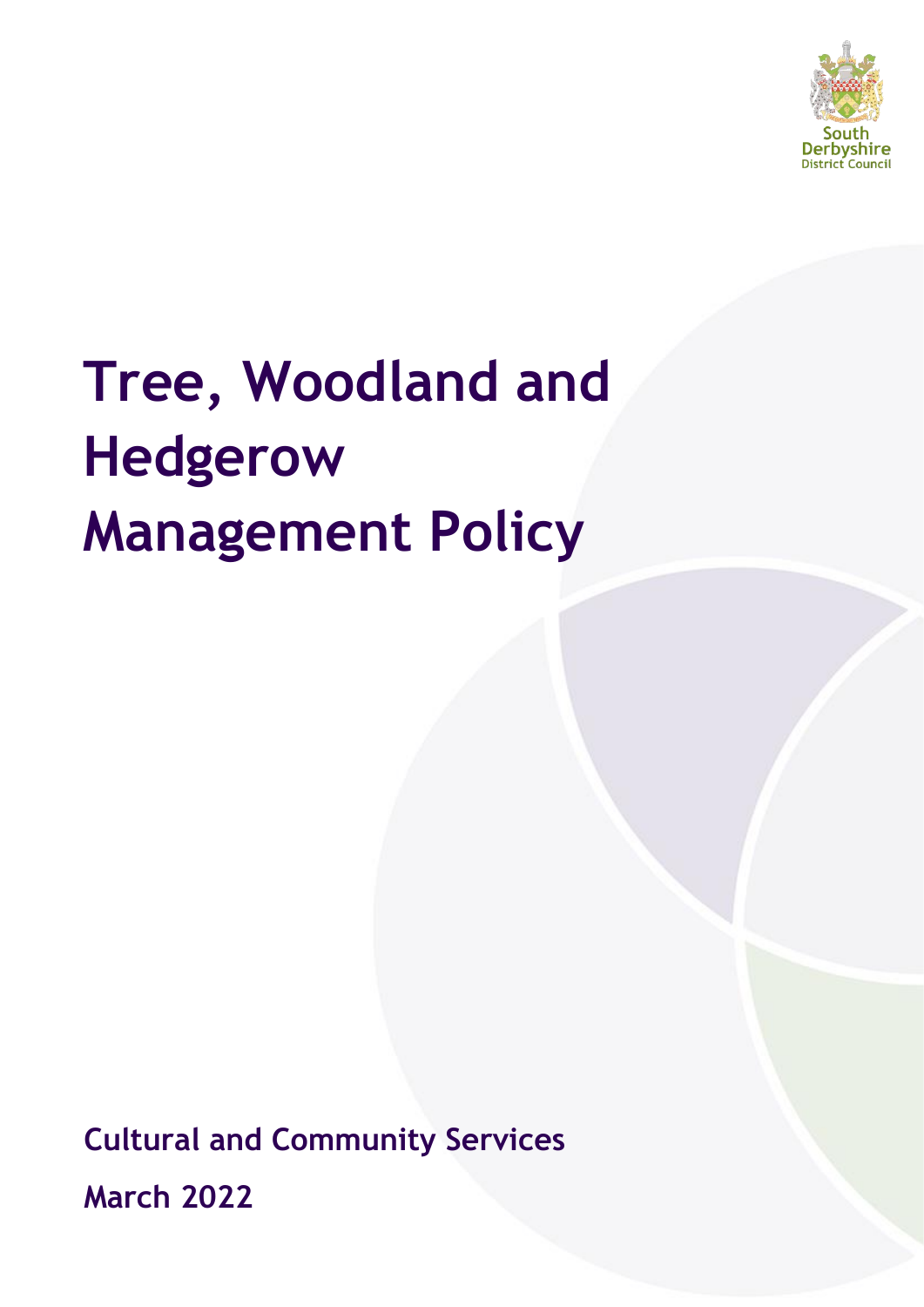South Derbyshire District Council

# Tree, Woodland and Hedgerow Management Policy

**Cultural and Community Services**

**March 2022**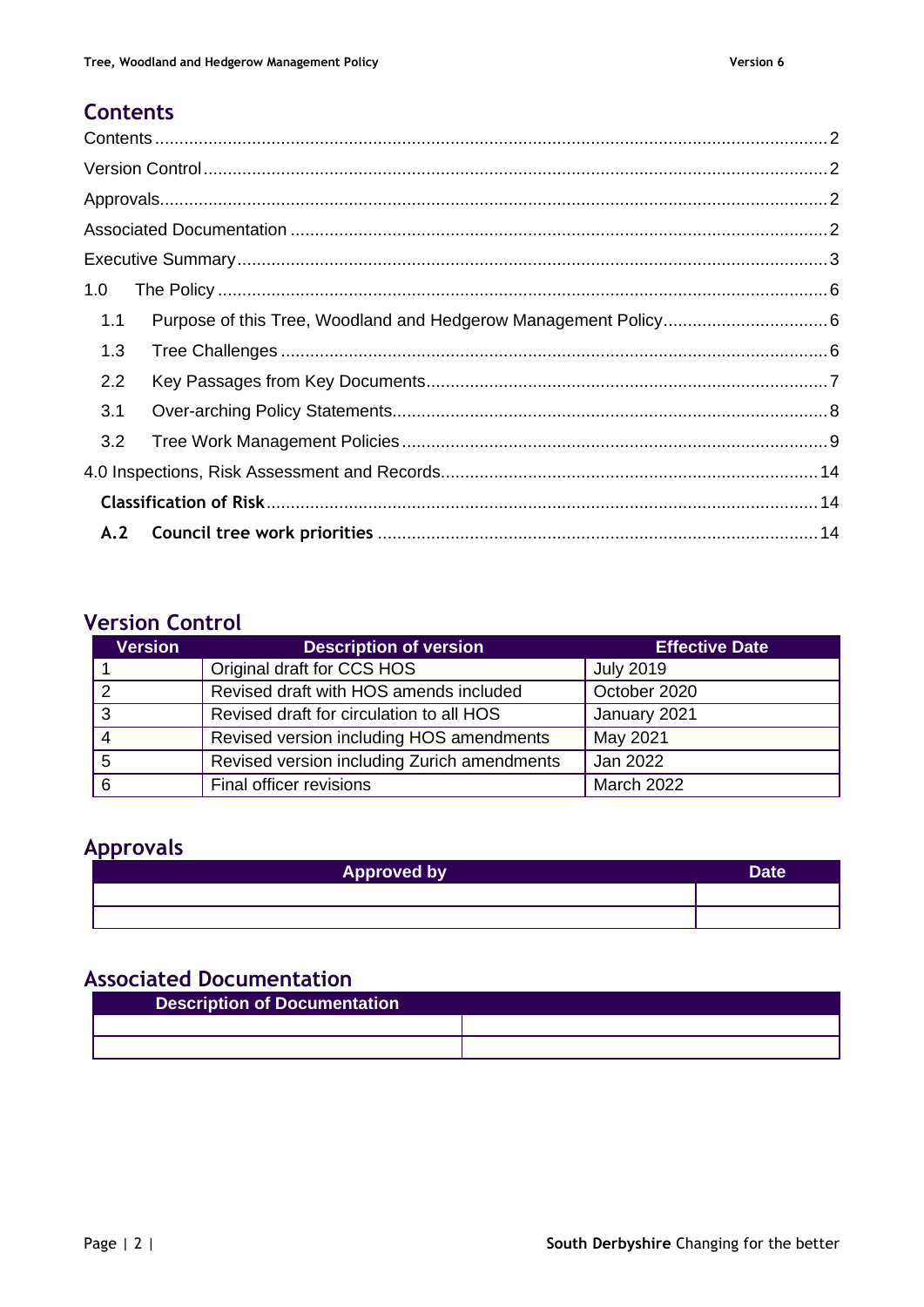## Contents

Contents ........................................................................................................................................ 2

Version Control ............................................................................................................................. 2

Approvals ....................................................................................................................................... 2

Associated Documentation ............................................................................................................ 2

Executive Summary ........................................................................................................................ 3

1.0 The Policy ................................................................................................................................. 6

1.1 Purpose of this Tree, Woodland and Hedgerow Management Policy ......................................... 6

1.3 Tree Challenges ......................................................................................................................... 6

2.2 Key Passages from Key Documents ........................................................................................... 7

3.1 Over-arching Policy Statements ................................................................................................ 8

3.2 Tree Work Management Policies ............................................................................................... 9

4.0 Inspections, Risk Assessment and Records ............................................................................. 14

**Classification of Risk** ................................................................................................................ 14

**A.2 Council tree work priorities** ................................................................................................ 14

## Version Control

| Version | Description of version | Effective Date |
|---|---|---|
| 1 | Original draft for CCS HOS | July 2019 |
| 2 | Revised draft with HOS amends included | October 2020 |
| 3 | Revised draft for circulation to all HOS | January 2021 |
| 4 | Revised version including HOS amendments | May 2021 |
| 5 | Revised version including Zurich amendments | Jan 2022 |
| 6 | Final officer revisions | March 2022 |

## Approvals

| Approved by | Date |
|---|---|
| | |
| | |

## Associated Documentation

| Description of Documentation | |
|---|---|
| | |
| | |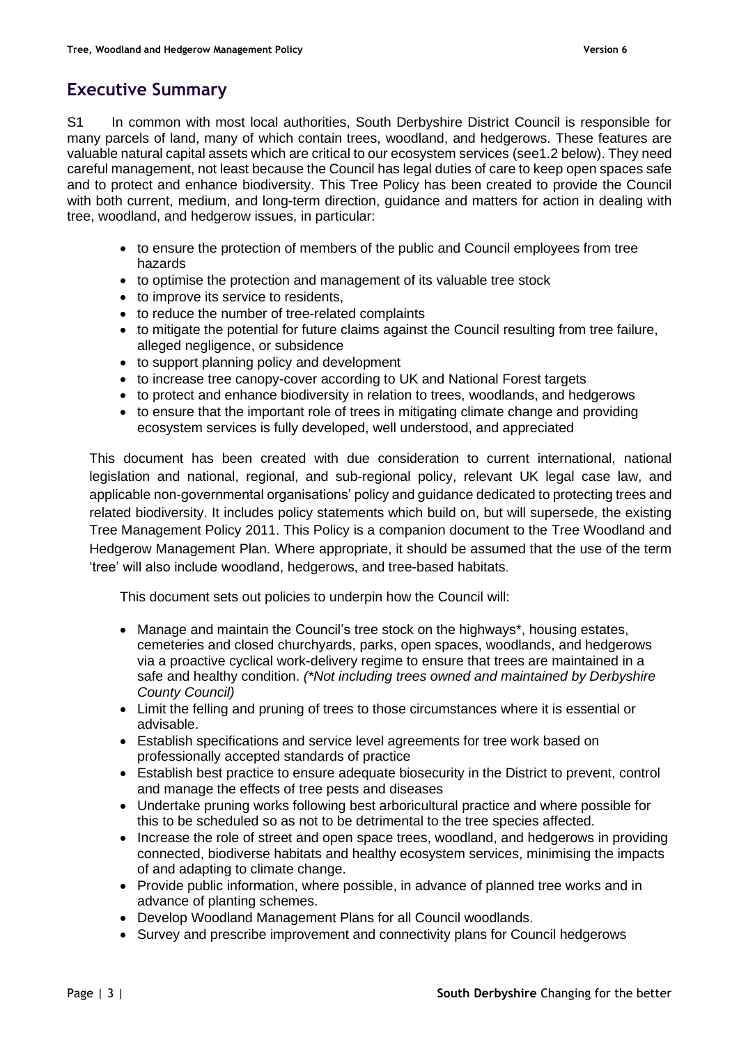## Executive Summary

S1 In common with most local authorities, South Derbyshire District Council is responsible for many parcels of land, many of which contain trees, woodland, and hedgerows. These features are valuable natural capital assets which are critical to our ecosystem services (see1.2 below). They need careful management, not least because the Council has legal duties of care to keep open spaces safe and to protect and enhance biodiversity. This Tree Policy has been created to provide the Council with both current, medium, and long-term direction, guidance and matters for action in dealing with tree, woodland, and hedgerow issues, in particular:

- to ensure the protection of members of the public and Council employees from tree hazards
- to optimise the protection and management of its valuable tree stock
- to improve its service to residents,
- to reduce the number of tree-related complaints
- to mitigate the potential for future claims against the Council resulting from tree failure, alleged negligence, or subsidence
- to support planning policy and development
- to increase tree canopy-cover according to UK and National Forest targets
- to protect and enhance biodiversity in relation to trees, woodlands, and hedgerows
- to ensure that the important role of trees in mitigating climate change and providing ecosystem services is fully developed, well understood, and appreciated

This document has been created with due consideration to current international, national legislation and national, regional, and sub-regional policy, relevant UK legal case law, and applicable non-governmental organisations' policy and guidance dedicated to protecting trees and related biodiversity. It includes policy statements which build on, but will supersede, the existing Tree Management Policy 2011. This Policy is a companion document to the Tree Woodland and Hedgerow Management Plan. Where appropriate, it should be assumed that the use of the term 'tree' will also include woodland, hedgerows, and tree-based habitats.

This document sets out policies to underpin how the Council will:

- Manage and maintain the Council's tree stock on the highways*, housing estates, cemeteries and closed churchyards, parks, open spaces, woodlands, and hedgerows via a proactive cyclical work-delivery regime to ensure that trees are maintained in a safe and healthy condition. *(*Not including trees owned and maintained by Derbyshire County Council)*
- Limit the felling and pruning of trees to those circumstances where it is essential or advisable.
- Establish specifications and service level agreements for tree work based on professionally accepted standards of practice
- Establish best practice to ensure adequate biosecurity in the District to prevent, control and manage the effects of tree pests and diseases
- Undertake pruning works following best arboricultural practice and where possible for this to be scheduled so as not to be detrimental to the tree species affected.
- Increase the role of street and open space trees, woodland, and hedgerows in providing connected, biodiverse habitats and healthy ecosystem services, minimising the impacts of and adapting to climate change.
- Provide public information, where possible, in advance of planned tree works and in advance of planting schemes.
- Develop Woodland Management Plans for all Council woodlands.
- Survey and prescribe improvement and connectivity plans for Council hedgerows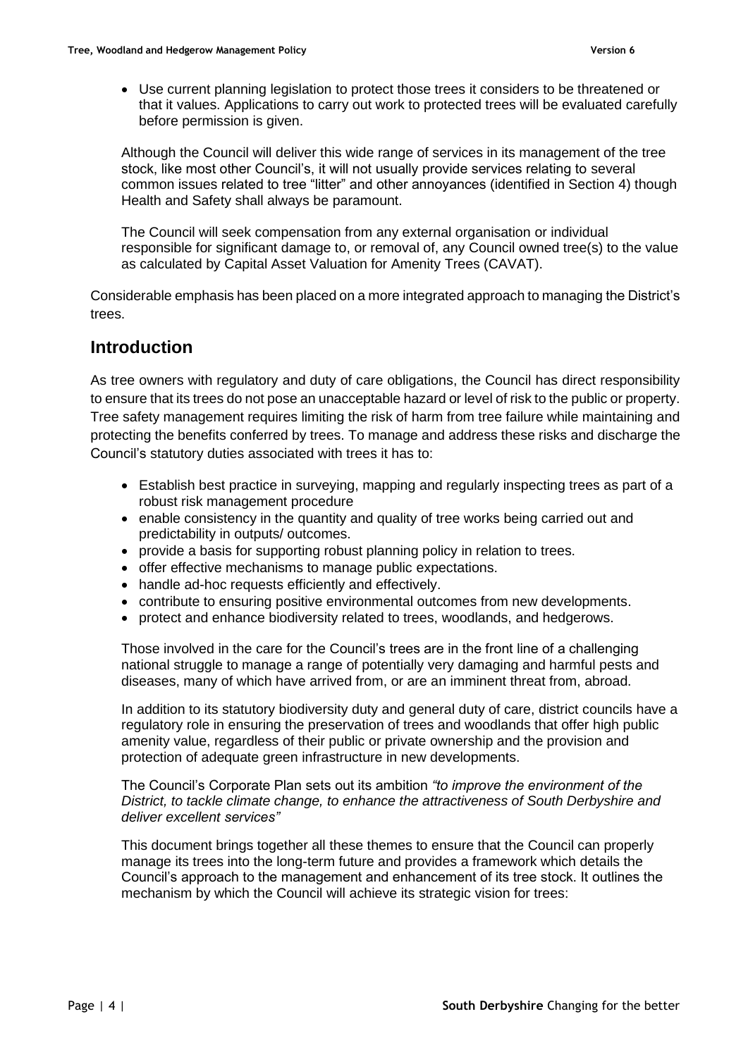- Use current planning legislation to protect those trees it considers to be threatened or that it values. Applications to carry out work to protected trees will be evaluated carefully before permission is given.

Although the Council will deliver this wide range of services in its management of the tree stock, like most other Council's, it will not usually provide services relating to several common issues related to tree "litter" and other annoyances (identified in Section 4) though Health and Safety shall always be paramount.

The Council will seek compensation from any external organisation or individual responsible for significant damage to, or removal of, any Council owned tree(s) to the value as calculated by Capital Asset Valuation for Amenity Trees (CAVAT).

Considerable emphasis has been placed on a more integrated approach to managing the District's trees.

## Introduction

As tree owners with regulatory and duty of care obligations, the Council has direct responsibility to ensure that its trees do not pose an unacceptable hazard or level of risk to the public or property. Tree safety management requires limiting the risk of harm from tree failure while maintaining and protecting the benefits conferred by trees. To manage and address these risks and discharge the Council's statutory duties associated with trees it has to:

- Establish best practice in surveying, mapping and regularly inspecting trees as part of a robust risk management procedure
- enable consistency in the quantity and quality of tree works being carried out and predictability in outputs/ outcomes.
- provide a basis for supporting robust planning policy in relation to trees.
- offer effective mechanisms to manage public expectations.
- handle ad-hoc requests efficiently and effectively.
- contribute to ensuring positive environmental outcomes from new developments.
- protect and enhance biodiversity related to trees, woodlands, and hedgerows.

Those involved in the care for the Council's trees are in the front line of a challenging national struggle to manage a range of potentially very damaging and harmful pests and diseases, many of which have arrived from, or are an imminent threat from, abroad.

In addition to its statutory biodiversity duty and general duty of care, district councils have a regulatory role in ensuring the preservation of trees and woodlands that offer high public amenity value, regardless of their public or private ownership and the provision and protection of adequate green infrastructure in new developments.

The Council's Corporate Plan sets out its ambition *"to improve the environment of the District, to tackle climate change, to enhance the attractiveness of South Derbyshire and deliver excellent services"*

This document brings together all these themes to ensure that the Council can properly manage its trees into the long-term future and provides a framework which details the Council's approach to the management and enhancement of its tree stock. It outlines the mechanism by which the Council will achieve its strategic vision for trees: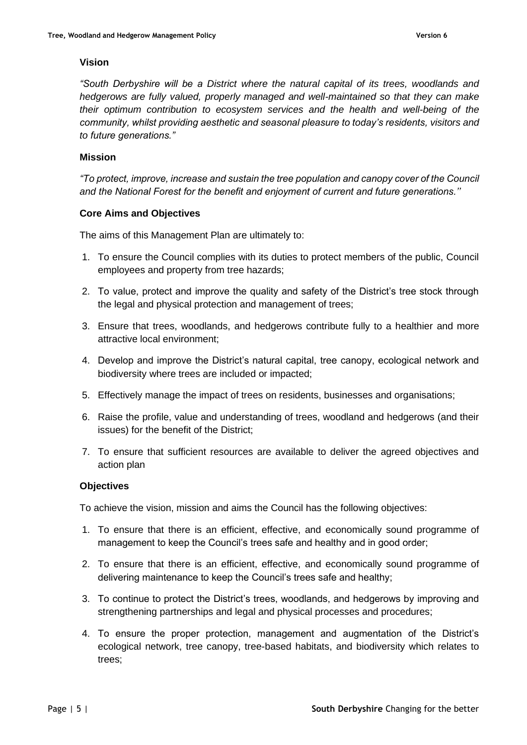### Vision

*"South Derbyshire will be a District where the natural capital of its trees, woodlands and hedgerows are fully valued, properly managed and well-maintained so that they can make their optimum contribution to ecosystem services and the health and well-being of the community, whilst providing aesthetic and seasonal pleasure to today's residents, visitors and to future generations."*

### Mission

*"To protect, improve, increase and sustain the tree population and canopy cover of the Council and the National Forest for the benefit and enjoyment of current and future generations.''*

### Core Aims and Objectives

The aims of this Management Plan are ultimately to:

1. To ensure the Council complies with its duties to protect members of the public, Council employees and property from tree hazards;
2. To value, protect and improve the quality and safety of the District's tree stock through the legal and physical protection and management of trees;
3. Ensure that trees, woodlands, and hedgerows contribute fully to a healthier and more attractive local environment;
4. Develop and improve the District's natural capital, tree canopy, ecological network and biodiversity where trees are included or impacted;
5. Effectively manage the impact of trees on residents, businesses and organisations;
6. Raise the profile, value and understanding of trees, woodland and hedgerows (and their issues) for the benefit of the District;
7. To ensure that sufficient resources are available to deliver the agreed objectives and action plan

### Objectives

To achieve the vision, mission and aims the Council has the following objectives:

1. To ensure that there is an efficient, effective, and economically sound programme of management to keep the Council's trees safe and healthy and in good order;
2. To ensure that there is an efficient, effective, and economically sound programme of delivering maintenance to keep the Council's trees safe and healthy;
3. To continue to protect the District's trees, woodlands, and hedgerows by improving and strengthening partnerships and legal and physical processes and procedures;
4. To ensure the proper protection, management and augmentation of the District's ecological network, tree canopy, tree-based habitats, and biodiversity which relates to trees;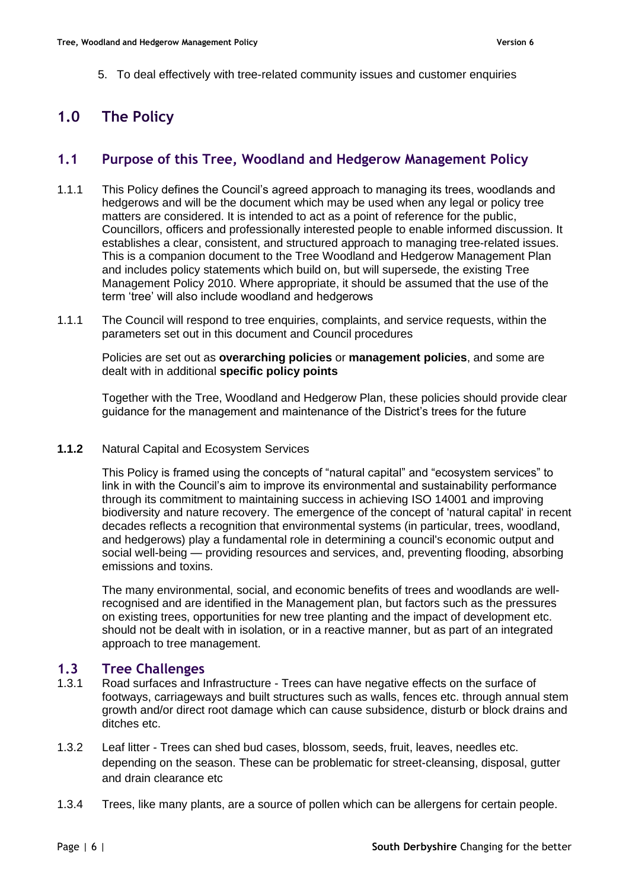5. To deal effectively with tree-related community issues and customer enquiries

# 1.0 The Policy

## 1.1 Purpose of this Tree, Woodland and Hedgerow Management Policy

1.1.1 This Policy defines the Council's agreed approach to managing its trees, woodlands and hedgerows and will be the document which may be used when any legal or policy tree matters are considered. It is intended to act as a point of reference for the public, Councillors, officers and professionally interested people to enable informed discussion. It establishes a clear, consistent, and structured approach to managing tree-related issues. This is a companion document to the Tree Woodland and Hedgerow Management Plan and includes policy statements which build on, but will supersede, the existing Tree Management Policy 2010. Where appropriate, it should be assumed that the use of the term 'tree' will also include woodland and hedgerows

1.1.1 The Council will respond to tree enquiries, complaints, and service requests, within the parameters set out in this document and Council procedures

Policies are set out as **overarching policies** or **management policies**, and some are dealt with in additional **specific policy points**

Together with the Tree, Woodland and Hedgerow Plan, these policies should provide clear guidance for the management and maintenance of the District's trees for the future

**1.1.2** Natural Capital and Ecosystem Services

This Policy is framed using the concepts of "natural capital" and "ecosystem services" to link in with the Council's aim to improve its environmental and sustainability performance through its commitment to maintaining success in achieving ISO 14001 and improving biodiversity and nature recovery. The emergence of the concept of 'natural capital' in recent decades reflects a recognition that environmental systems (in particular, trees, woodland, and hedgerows) play a fundamental role in determining a council's economic output and social well-being — providing resources and services, and, preventing flooding, absorbing emissions and toxins.

The many environmental, social, and economic benefits of trees and woodlands are well-recognised and are identified in the Management plan, but factors such as the pressures on existing trees, opportunities for new tree planting and the impact of development etc. should not be dealt with in isolation, or in a reactive manner, but as part of an integrated approach to tree management.

## 1.3 Tree Challenges

1.3.1 Road surfaces and Infrastructure - Trees can have negative effects on the surface of footways, carriageways and built structures such as walls, fences etc. through annual stem growth and/or direct root damage which can cause subsidence, disturb or block drains and ditches etc.

1.3.2 Leaf litter - Trees can shed bud cases, blossom, seeds, fruit, leaves, needles etc. depending on the season. These can be problematic for street-cleansing, disposal, gutter and drain clearance etc

1.3.4 Trees, like many plants, are a source of pollen which can be allergens for certain people.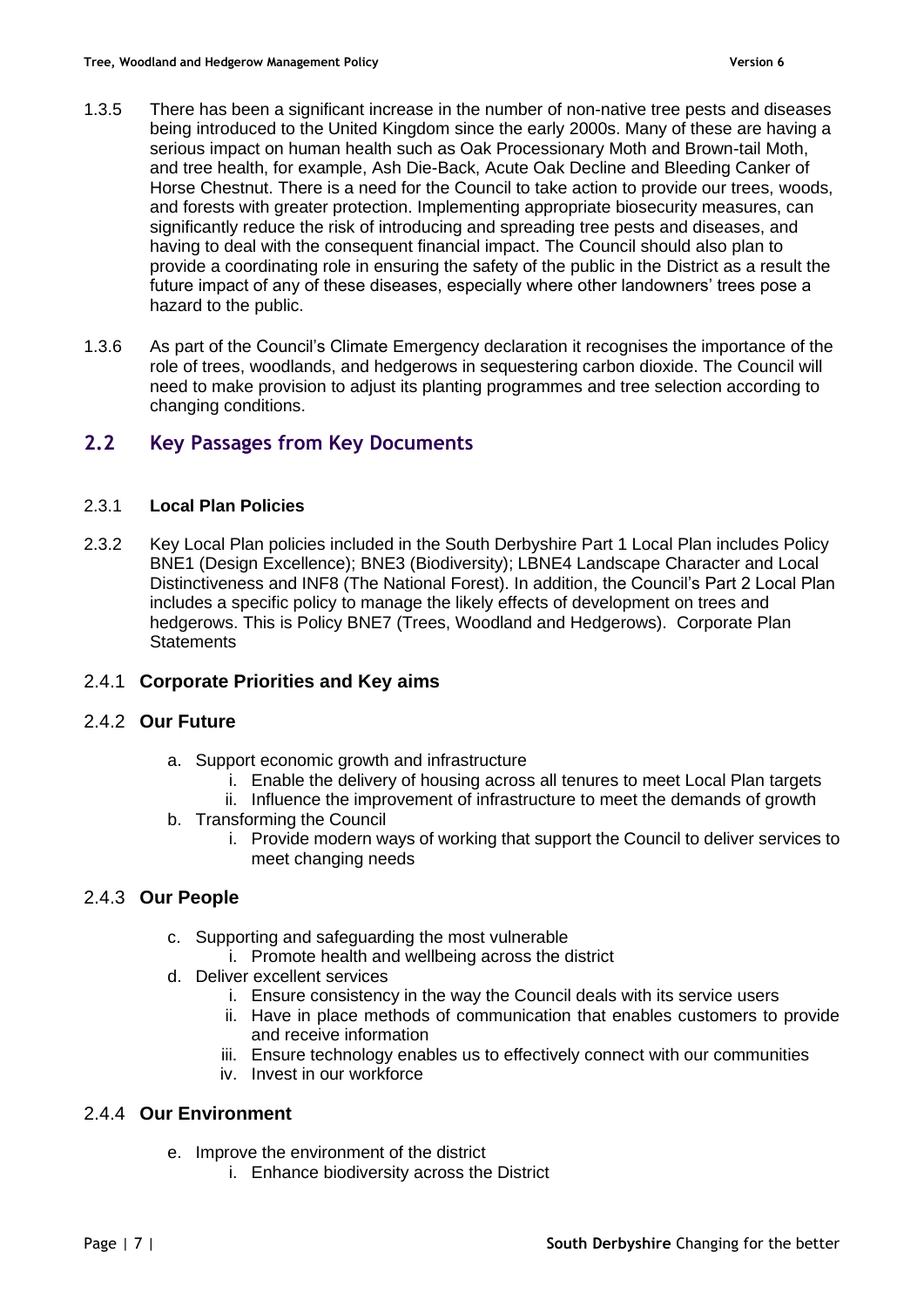1.3.5 There has been a significant increase in the number of non-native tree pests and diseases being introduced to the United Kingdom since the early 2000s. Many of these are having a serious impact on human health such as Oak Processionary Moth and Brown-tail Moth, and tree health, for example, Ash Die-Back, Acute Oak Decline and Bleeding Canker of Horse Chestnut. There is a need for the Council to take action to provide our trees, woods, and forests with greater protection. Implementing appropriate biosecurity measures, can significantly reduce the risk of introducing and spreading tree pests and diseases, and having to deal with the consequent financial impact. The Council should also plan to provide a coordinating role in ensuring the safety of the public in the District as a result the future impact of any of these diseases, especially where other landowners' trees pose a hazard to the public.

1.3.6 As part of the Council's Climate Emergency declaration it recognises the importance of the role of trees, woodlands, and hedgerows in sequestering carbon dioxide. The Council will need to make provision to adjust its planting programmes and tree selection according to changing conditions.

## 2.2 Key Passages from Key Documents

### 2.3.1 Local Plan Policies

2.3.2 Key Local Plan policies included in the South Derbyshire Part 1 Local Plan includes Policy BNE1 (Design Excellence); BNE3 (Biodiversity); LBNE4 Landscape Character and Local Distinctiveness and INF8 (The National Forest). In addition, the Council's Part 2 Local Plan includes a specific policy to manage the likely effects of development on trees and hedgerows. This is Policy BNE7 (Trees, Woodland and Hedgerows). Corporate Plan Statements

### 2.4.1 Corporate Priorities and Key aims

### 2.4.2 Our Future

a. Support economic growth and infrastructure
    i. Enable the delivery of housing across all tenures to meet Local Plan targets
    ii. Influence the improvement of infrastructure to meet the demands of growth
b. Transforming the Council
    i. Provide modern ways of working that support the Council to deliver services to meet changing needs

### 2.4.3 Our People

c. Supporting and safeguarding the most vulnerable
    i. Promote health and wellbeing across the district
d. Deliver excellent services
    i. Ensure consistency in the way the Council deals with its service users
    ii. Have in place methods of communication that enables customers to provide and receive information
    iii. Ensure technology enables us to effectively connect with our communities
    iv. Invest in our workforce

### 2.4.4 Our Environment

e. Improve the environment of the district
    i. Enhance biodiversity across the District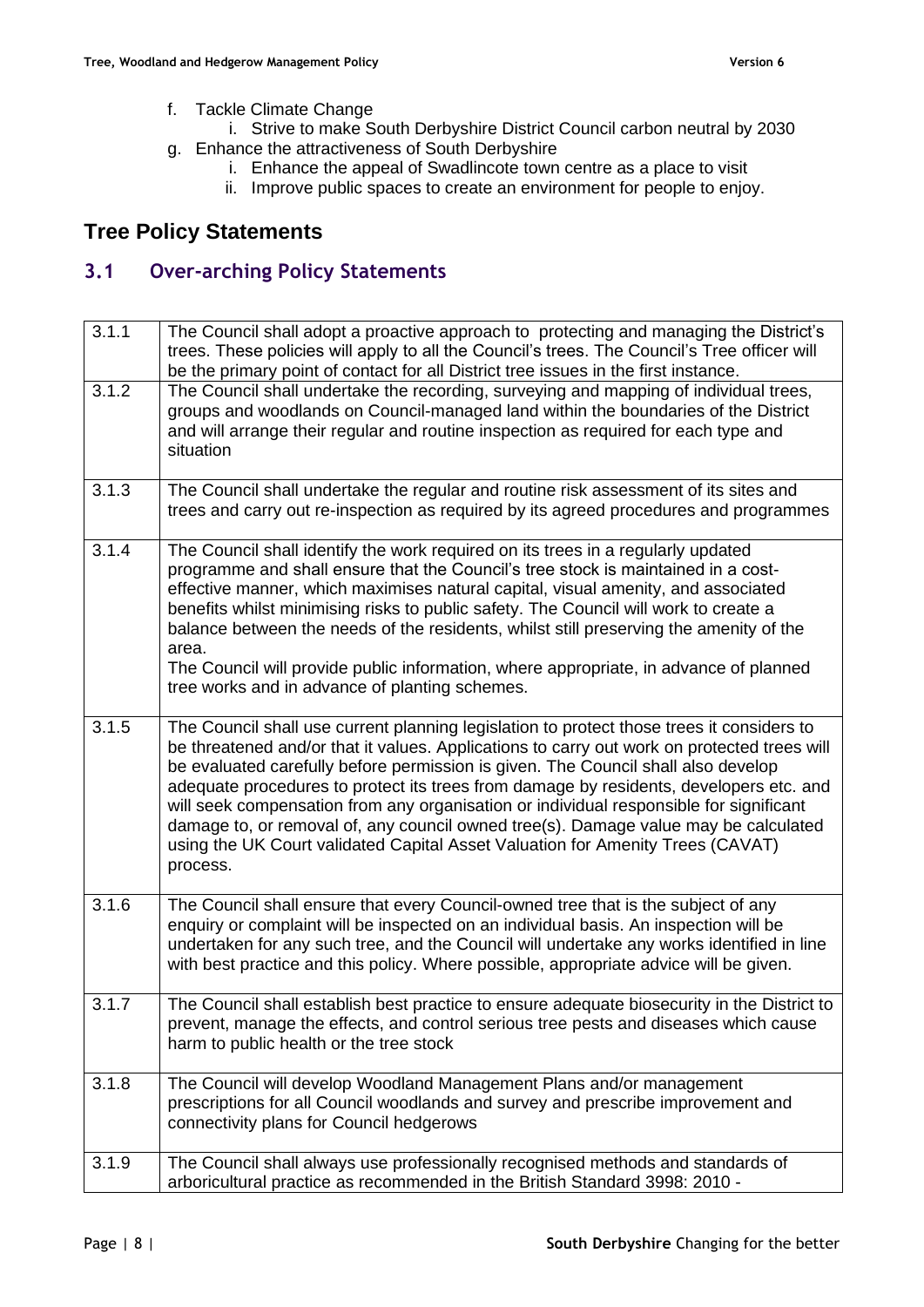f. Tackle Climate Change
    i. Strive to make South Derbyshire District Council carbon neutral by 2030
g. Enhance the attractiveness of South Derbyshire
    i. Enhance the appeal of Swadlincote town centre as a place to visit
    ii. Improve public spaces to create an environment for people to enjoy.

## Tree Policy Statements

### 3.1 Over-arching Policy Statements

| | |
|---|---|
| 3.1.1 | The Council shall adopt a proactive approach to protecting and managing the District's trees. These policies will apply to all the Council's trees. The Council's Tree officer will be the primary point of contact for all District tree issues in the first instance. |
| 3.1.2 | The Council shall undertake the recording, surveying and mapping of individual trees, groups and woodlands on Council-managed land within the boundaries of the District and will arrange their regular and routine inspection as required for each type and situation |
| 3.1.3 | The Council shall undertake the regular and routine risk assessment of its sites and trees and carry out re-inspection as required by its agreed procedures and programmes |
| 3.1.4 | The Council shall identify the work required on its trees in a regularly updated programme and shall ensure that the Council's tree stock is maintained in a cost-effective manner, which maximises natural capital, visual amenity, and associated benefits whilst minimising risks to public safety. The Council will work to create a balance between the needs of the residents, whilst still preserving the amenity of the area.<br>The Council will provide public information, where appropriate, in advance of planned tree works and in advance of planting schemes. |
| 3.1.5 | The Council shall use current planning legislation to protect those trees it considers to be threatened and/or that it values. Applications to carry out work on protected trees will be evaluated carefully before permission is given. The Council shall also develop adequate procedures to protect its trees from damage by residents, developers etc. and will seek compensation from any organisation or individual responsible for significant damage to, or removal of, any council owned tree(s). Damage value may be calculated using the UK Court validated Capital Asset Valuation for Amenity Trees (CAVAT) process. |
| 3.1.6 | The Council shall ensure that every Council-owned tree that is the subject of any enquiry or complaint will be inspected on an individual basis. An inspection will be undertaken for any such tree, and the Council will undertake any works identified in line with best practice and this policy. Where possible, appropriate advice will be given. |
| 3.1.7 | The Council shall establish best practice to ensure adequate biosecurity in the District to prevent, manage the effects, and control serious tree pests and diseases which cause harm to public health or the tree stock |
| 3.1.8 | The Council will develop Woodland Management Plans and/or management prescriptions for all Council woodlands and survey and prescribe improvement and connectivity plans for Council hedgerows |
| 3.1.9 | The Council shall always use professionally recognised methods and standards of arboricultural practice as recommended in the British Standard 3998: 2010 - |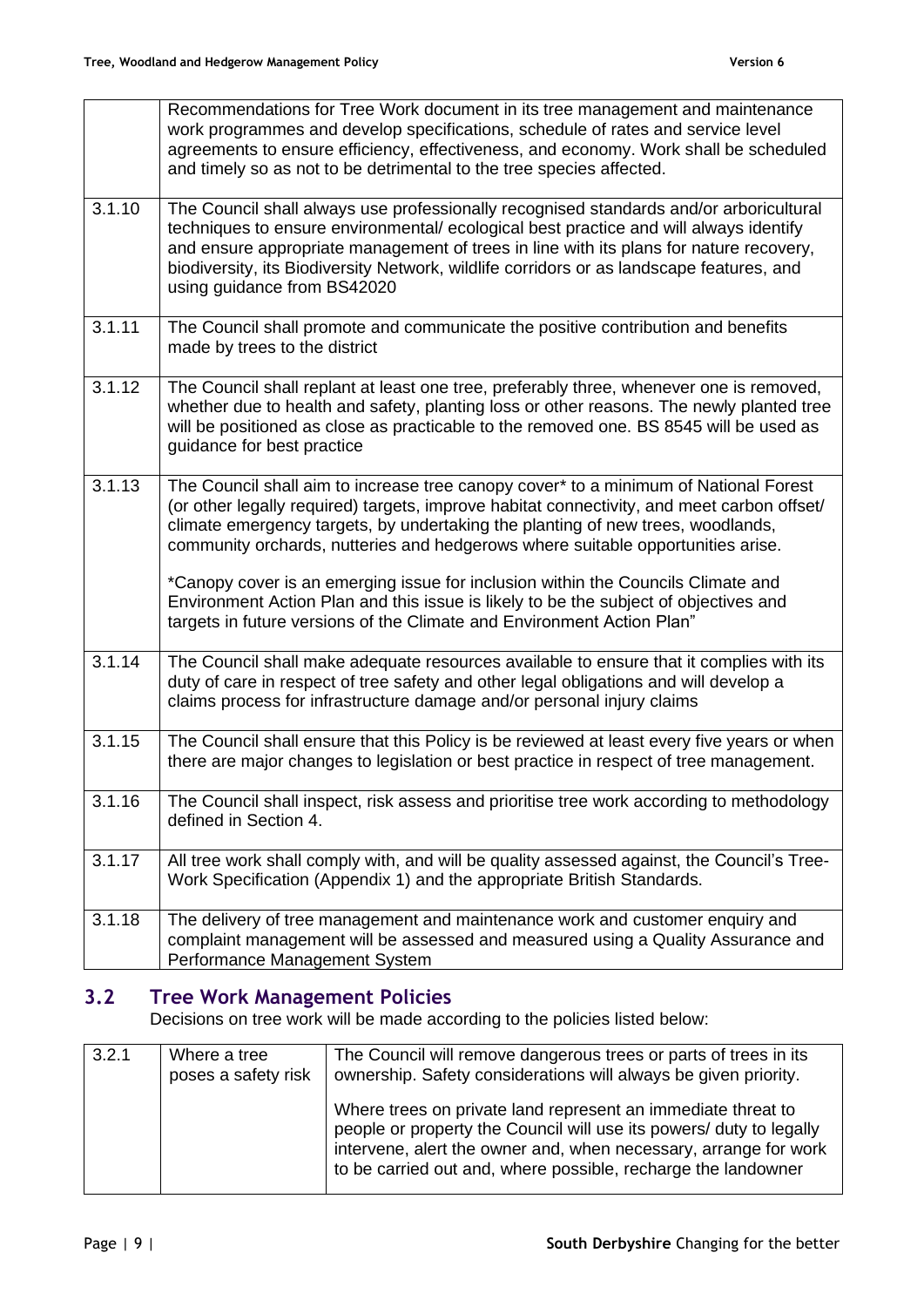| | |
|---|---|
| | Recommendations for Tree Work document in its tree management and maintenance work programmes and develop specifications, schedule of rates and service level agreements to ensure efficiency, effectiveness, and economy. Work shall be scheduled and timely so as not to be detrimental to the tree species affected. |
| 3.1.10 | The Council shall always use professionally recognised standards and/or arboricultural techniques to ensure environmental/ ecological best practice and will always identify and ensure appropriate management of trees in line with its plans for nature recovery, biodiversity, its Biodiversity Network, wildlife corridors or as landscape features, and using guidance from BS42020 |
| 3.1.11 | The Council shall promote and communicate the positive contribution and benefits made by trees to the district |
| 3.1.12 | The Council shall replant at least one tree, preferably three, whenever one is removed, whether due to health and safety, planting loss or other reasons. The newly planted tree will be positioned as close as practicable to the removed one. BS 8545 will be used as guidance for best practice |
| 3.1.13 | The Council shall aim to increase tree canopy cover* to a minimum of National Forest (or other legally required) targets, improve habitat connectivity, and meet carbon offset/ climate emergency targets, by undertaking the planting of new trees, woodlands, community orchards, nutteries and hedgerows where suitable opportunities arise.<br><br>*Canopy cover is an emerging issue for inclusion within the Councils Climate and Environment Action Plan and this issue is likely to be the subject of objectives and targets in future versions of the Climate and Environment Action Plan" |
| 3.1.14 | The Council shall make adequate resources available to ensure that it complies with its duty of care in respect of tree safety and other legal obligations and will develop a claims process for infrastructure damage and/or personal injury claims |
| 3.1.15 | The Council shall ensure that this Policy is be reviewed at least every five years or when there are major changes to legislation or best practice in respect of tree management. |
| 3.1.16 | The Council shall inspect, risk assess and prioritise tree work according to methodology defined in Section 4. |
| 3.1.17 | All tree work shall comply with, and will be quality assessed against, the Council's Tree-Work Specification (Appendix 1) and the appropriate British Standards. |
| 3.1.18 | The delivery of tree management and maintenance work and customer enquiry and complaint management will be assessed and measured using a Quality Assurance and Performance Management System |

## 3.2 Tree Work Management Policies

Decisions on tree work will be made according to the policies listed below:

| | | |
|---|---|---|
| 3.2.1 | Where a tree poses a safety risk | The Council will remove dangerous trees or parts of trees in its ownership. Safety considerations will always be given priority.<br><br>Where trees on private land represent an immediate threat to people or property the Council will use its powers/ duty to legally intervene, alert the owner and, when necessary, arrange for work to be carried out and, where possible, recharge the landowner |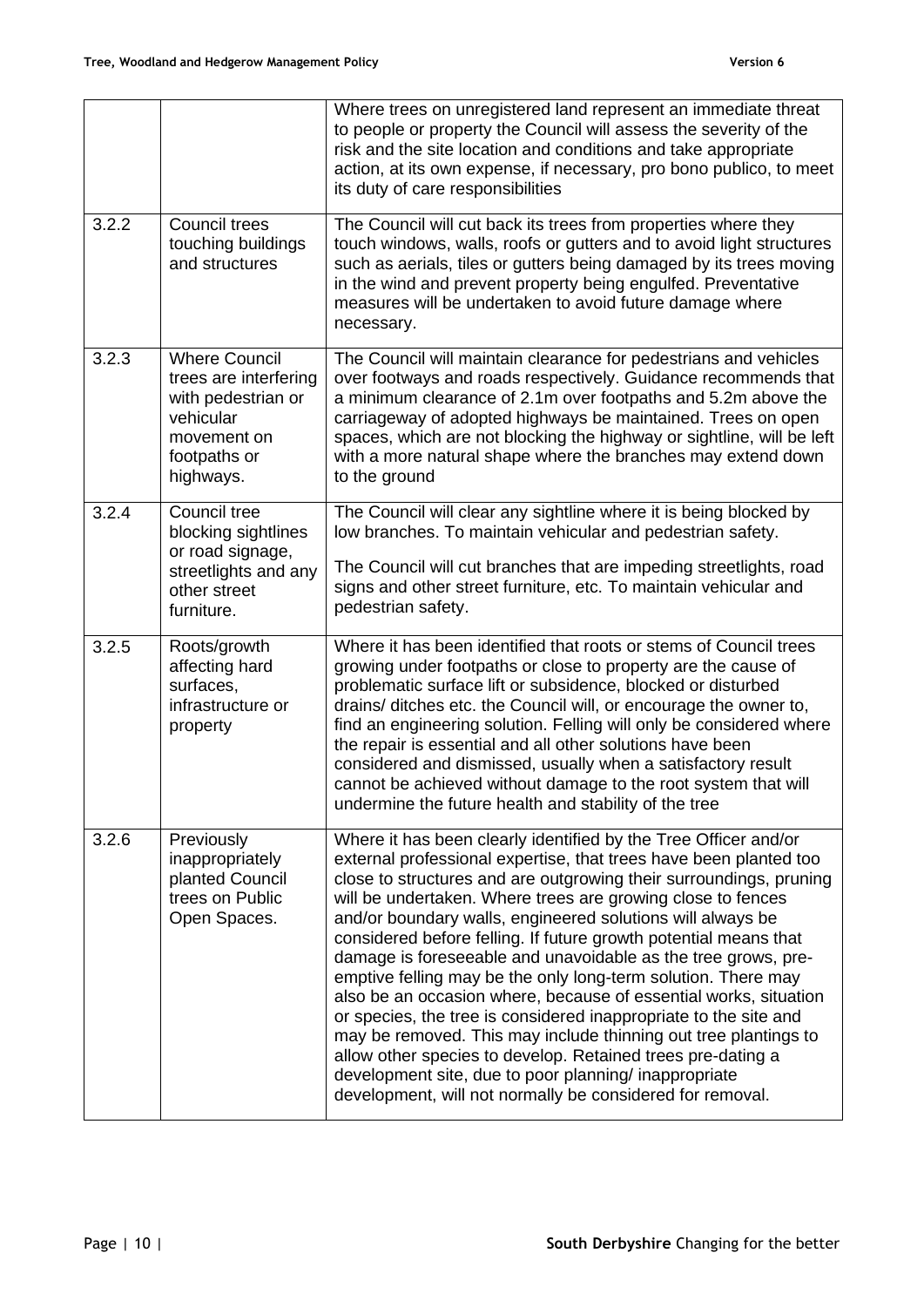| | | |
|---|---|---|
| | | Where trees on unregistered land represent an immediate threat to people or property the Council will assess the severity of the risk and the site location and conditions and take appropriate action, at its own expense, if necessary, pro bono publico, to meet its duty of care responsibilities |
| 3.2.2 | Council trees touching buildings and structures | The Council will cut back its trees from properties where they touch windows, walls, roofs or gutters and to avoid light structures such as aerials, tiles or gutters being damaged by its trees moving in the wind and prevent property being engulfed. Preventative measures will be undertaken to avoid future damage where necessary. |
| 3.2.3 | Where Council trees are interfering with pedestrian or vehicular movement on footpaths or highways. | The Council will maintain clearance for pedestrians and vehicles over footways and roads respectively. Guidance recommends that a minimum clearance of 2.1m over footpaths and 5.2m above the carriageway of adopted highways be maintained. Trees on open spaces, which are not blocking the highway or sightline, will be left with a more natural shape where the branches may extend down to the ground |
| 3.2.4 | Council tree blocking sightlines or road signage, streetlights and any other street furniture. | The Council will clear any sightline where it is being blocked by low branches. To maintain vehicular and pedestrian safety.<br><br>The Council will cut branches that are impeding streetlights, road signs and other street furniture, etc. To maintain vehicular and pedestrian safety. |
| 3.2.5 | Roots/growth affecting hard surfaces, infrastructure or property | Where it has been identified that roots or stems of Council trees growing under footpaths or close to property are the cause of problematic surface lift or subsidence, blocked or disturbed drains/ ditches etc. the Council will, or encourage the owner to, find an engineering solution. Felling will only be considered where the repair is essential and all other solutions have been considered and dismissed, usually when a satisfactory result cannot be achieved without damage to the root system that will undermine the future health and stability of the tree |
| 3.2.6 | Previously inappropriately planted Council trees on Public Open Spaces. | Where it has been clearly identified by the Tree Officer and/or external professional expertise, that trees have been planted too close to structures and are outgrowing their surroundings, pruning will be undertaken. Where trees are growing close to fences and/or boundary walls, engineered solutions will always be considered before felling. If future growth potential means that damage is foreseeable and unavoidable as the tree grows, pre-emptive felling may be the only long-term solution. There may also be an occasion where, because of essential works, situation or species, the tree is considered inappropriate to the site and may be removed. This may include thinning out tree plantings to allow other species to develop. Retained trees pre-dating a development site, due to poor planning/ inappropriate development, will not normally be considered for removal. |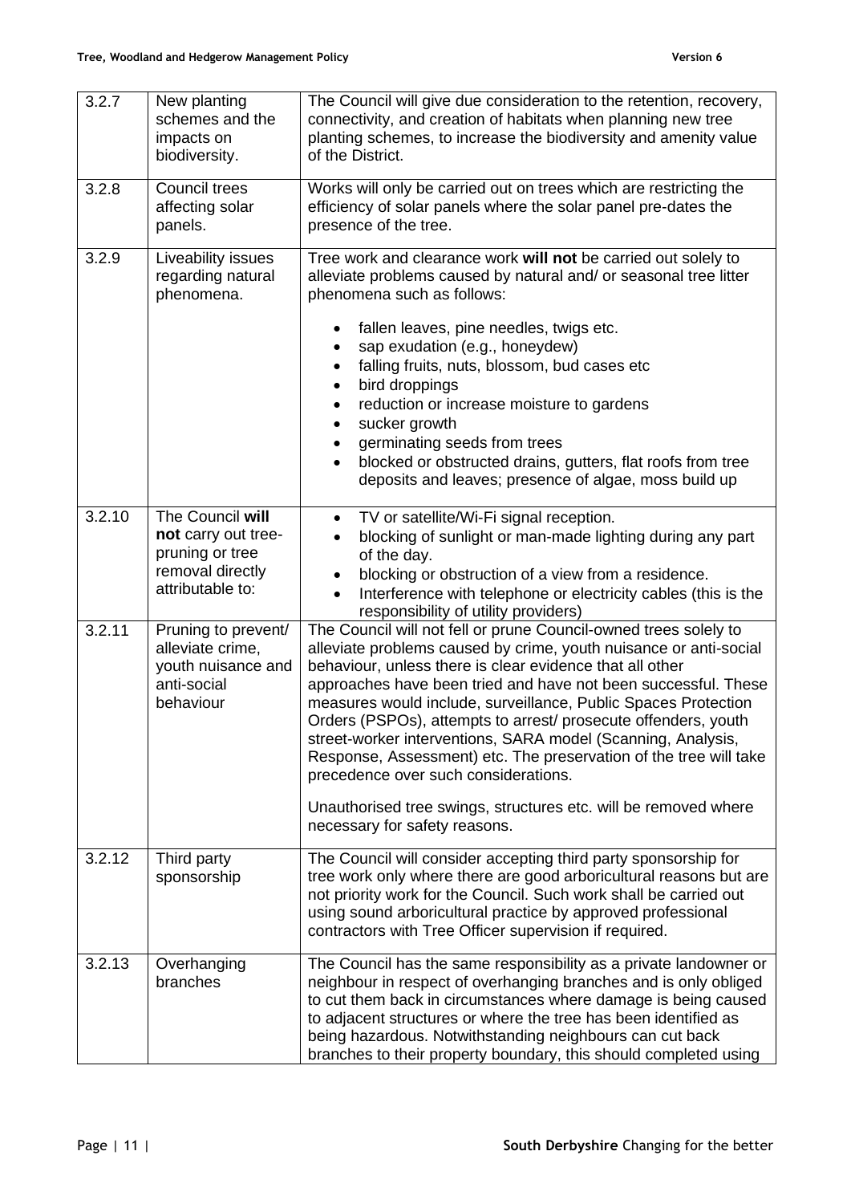| 3.2.7 | New planting schemes and the impacts on biodiversity. | The Council will give due consideration to the retention, recovery, connectivity, and creation of habitats when planning new tree planting schemes, to increase the biodiversity and amenity value of the District. |
|---|---|---|
| 3.2.8 | Council trees affecting solar panels. | Works will only be carried out on trees which are restricting the efficiency of solar panels where the solar panel pre-dates the presence of the tree. |
| 3.2.9 | Liveability issues regarding natural phenomena. | Tree work and clearance work **will not** be carried out solely to alleviate problems caused by natural and/ or seasonal tree litter phenomena such as follows:<br>• fallen leaves, pine needles, twigs etc.<br>• sap exudation (e.g., honeydew)<br>• falling fruits, nuts, blossom, bud cases etc<br>• bird droppings<br>• reduction or increase moisture to gardens<br>• sucker growth<br>• germinating seeds from trees<br>• blocked or obstructed drains, gutters, flat roofs from tree deposits and leaves; presence of algae, moss build up |
| 3.2.10 | The Council **will not** carry out tree-pruning or tree removal directly attributable to: | • TV or satellite/Wi-Fi signal reception.<br>• blocking of sunlight or man-made lighting during any part of the day.<br>• blocking or obstruction of a view from a residence.<br>• Interference with telephone or electricity cables (this is the responsibility of utility providers) |
| 3.2.11 | Pruning to prevent/ alleviate crime, youth nuisance and anti-social behaviour | The Council will not fell or prune Council-owned trees solely to alleviate problems caused by crime, youth nuisance or anti-social behaviour, unless there is clear evidence that all other approaches have been tried and have not been successful. These measures would include, surveillance, Public Spaces Protection Orders (PSPOs), attempts to arrest/ prosecute offenders, youth street-worker interventions, SARA model (Scanning, Analysis, Response, Assessment) etc. The preservation of the tree will take precedence over such considerations.<br><br>Unauthorised tree swings, structures etc. will be removed where necessary for safety reasons. |
| 3.2.12 | Third party sponsorship | The Council will consider accepting third party sponsorship for tree work only where there are good arboricultural reasons but are not priority work for the Council. Such work shall be carried out using sound arboricultural practice by approved professional contractors with Tree Officer supervision if required. |
| 3.2.13 | Overhanging branches | The Council has the same responsibility as a private landowner or neighbour in respect of overhanging branches and is only obliged to cut them back in circumstances where damage is being caused to adjacent structures or where the tree has been identified as being hazardous. Notwithstanding neighbours can cut back branches to their property boundary, this should completed using |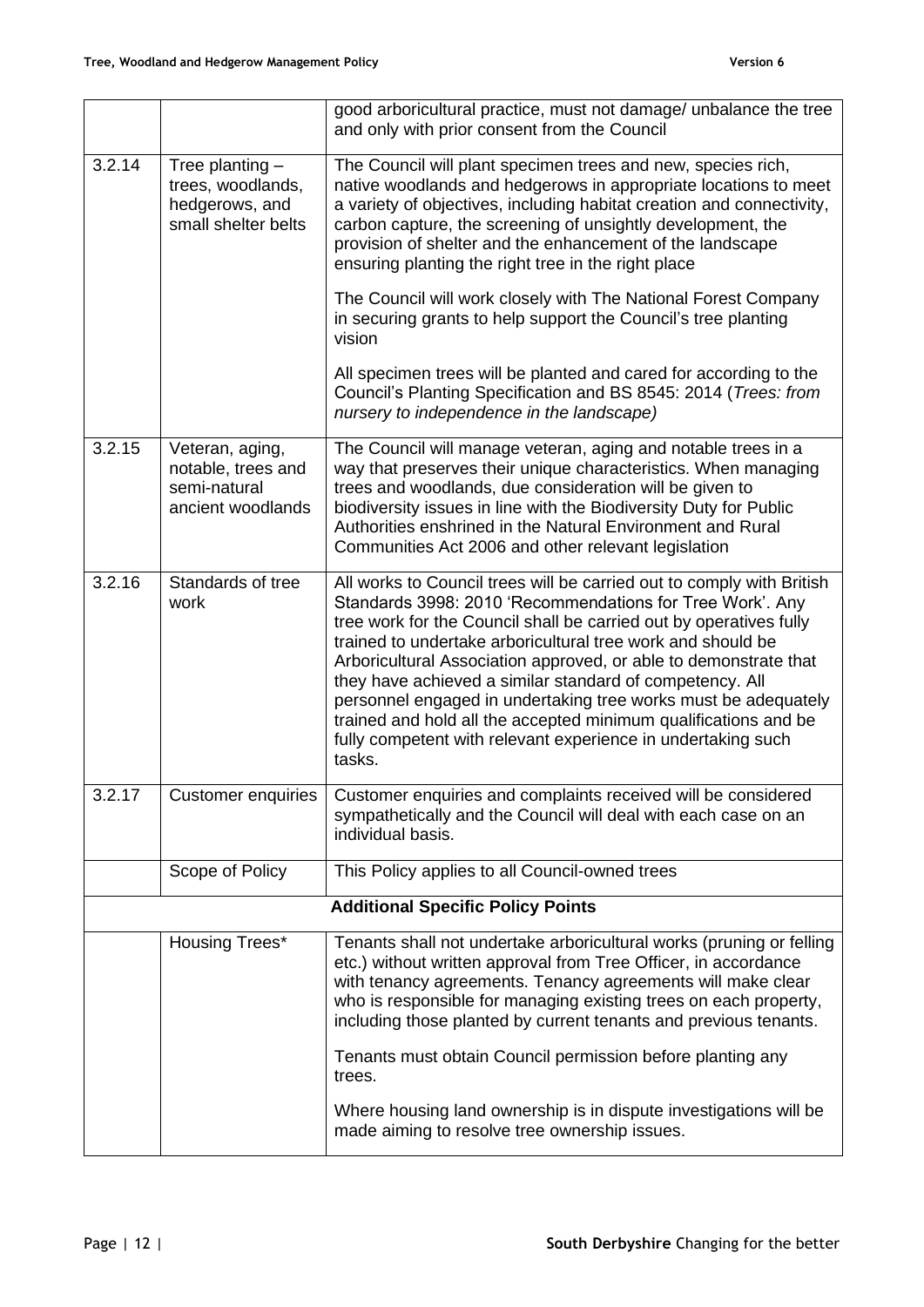|  |  |  |
|---|---|---|
|  |  | good arboricultural practice, must not damage/ unbalance the tree and only with prior consent from the Council |
| 3.2.14 | Tree planting – trees, woodlands, hedgerows, and small shelter belts | The Council will plant specimen trees and new, species rich, native woodlands and hedgerows in appropriate locations to meet a variety of objectives, including habitat creation and connectivity, carbon capture, the screening of unsightly development, the provision of shelter and the enhancement of the landscape ensuring planting the right tree in the right place<br><br>The Council will work closely with The National Forest Company in securing grants to help support the Council's tree planting vision<br><br>All specimen trees will be planted and cared for according to the Council's Planting Specification and BS 8545: 2014 (*Trees: from nursery to independence in the landscape)* |
| 3.2.15 | Veteran, aging, notable, trees and semi-natural ancient woodlands | The Council will manage veteran, aging and notable trees in a way that preserves their unique characteristics. When managing trees and woodlands, due consideration will be given to biodiversity issues in line with the Biodiversity Duty for Public Authorities enshrined in the Natural Environment and Rural Communities Act 2006 and other relevant legislation |
| 3.2.16 | Standards of tree work | All works to Council trees will be carried out to comply with British Standards 3998: 2010 'Recommendations for Tree Work'. Any tree work for the Council shall be carried out by operatives fully trained to undertake arboricultural tree work and should be Arboricultural Association approved, or able to demonstrate that they have achieved a similar standard of competency. All personnel engaged in undertaking tree works must be adequately trained and hold all the accepted minimum qualifications and be fully competent with relevant experience in undertaking such tasks. |
| 3.2.17 | Customer enquiries | Customer enquiries and complaints received will be considered sympathetically and the Council will deal with each case on an individual basis. |
|  | Scope of Policy | This Policy applies to all Council-owned trees |
| **Additional Specific Policy Points** | | |
|  | Housing Trees* | Tenants shall not undertake arboricultural works (pruning or felling etc.) without written approval from Tree Officer, in accordance with tenancy agreements. Tenancy agreements will make clear who is responsible for managing existing trees on each property, including those planted by current tenants and previous tenants.<br><br>Tenants must obtain Council permission before planting any trees.<br><br>Where housing land ownership is in dispute investigations will be made aiming to resolve tree ownership issues. |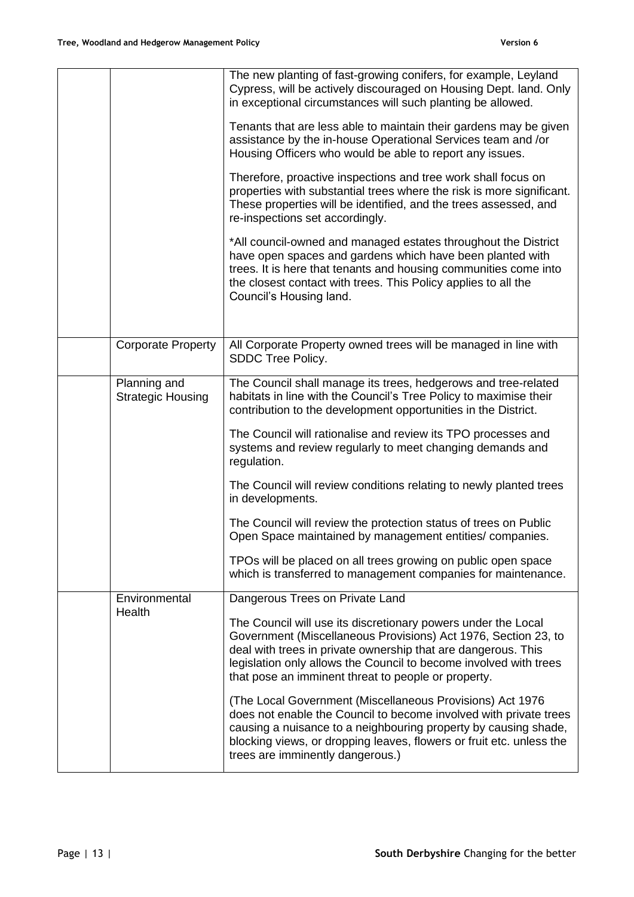| | | |
|---|---|---|
| | | The new planting of fast-growing conifers, for example, Leyland Cypress, will be actively discouraged on Housing Dept. land. Only in exceptional circumstances will such planting be allowed.<br><br>Tenants that are less able to maintain their gardens may be given assistance by the in-house Operational Services team and /or Housing Officers who would be able to report any issues.<br><br>Therefore, proactive inspections and tree work shall focus on properties with substantial trees where the risk is more significant. These properties will be identified, and the trees assessed, and re-inspections set accordingly.<br><br>*All council-owned and managed estates throughout the District have open spaces and gardens which have been planted with trees. It is here that tenants and housing communities come into the closest contact with trees. This Policy applies to all the Council's Housing land. |
| | Corporate Property | All Corporate Property owned trees will be managed in line with SDDC Tree Policy. |
| | Planning and Strategic Housing | The Council shall manage its trees, hedgerows and tree-related habitats in line with the Council's Tree Policy to maximise their contribution to the development opportunities in the District.<br><br>The Council will rationalise and review its TPO processes and systems and review regularly to meet changing demands and regulation.<br><br>The Council will review conditions relating to newly planted trees in developments.<br><br>The Council will review the protection status of trees on Public Open Space maintained by management entities/ companies.<br><br>TPOs will be placed on all trees growing on public open space which is transferred to management companies for maintenance. |
| | Environmental Health | Dangerous Trees on Private Land<br><br>The Council will use its discretionary powers under the Local Government (Miscellaneous Provisions) Act 1976, Section 23, to deal with trees in private ownership that are dangerous. This legislation only allows the Council to become involved with trees that pose an imminent threat to people or property.<br><br>(The Local Government (Miscellaneous Provisions) Act 1976 does not enable the Council to become involved with private trees causing a nuisance to a neighbouring property by causing shade, blocking views, or dropping leaves, flowers or fruit etc. unless the trees are imminently dangerous.) |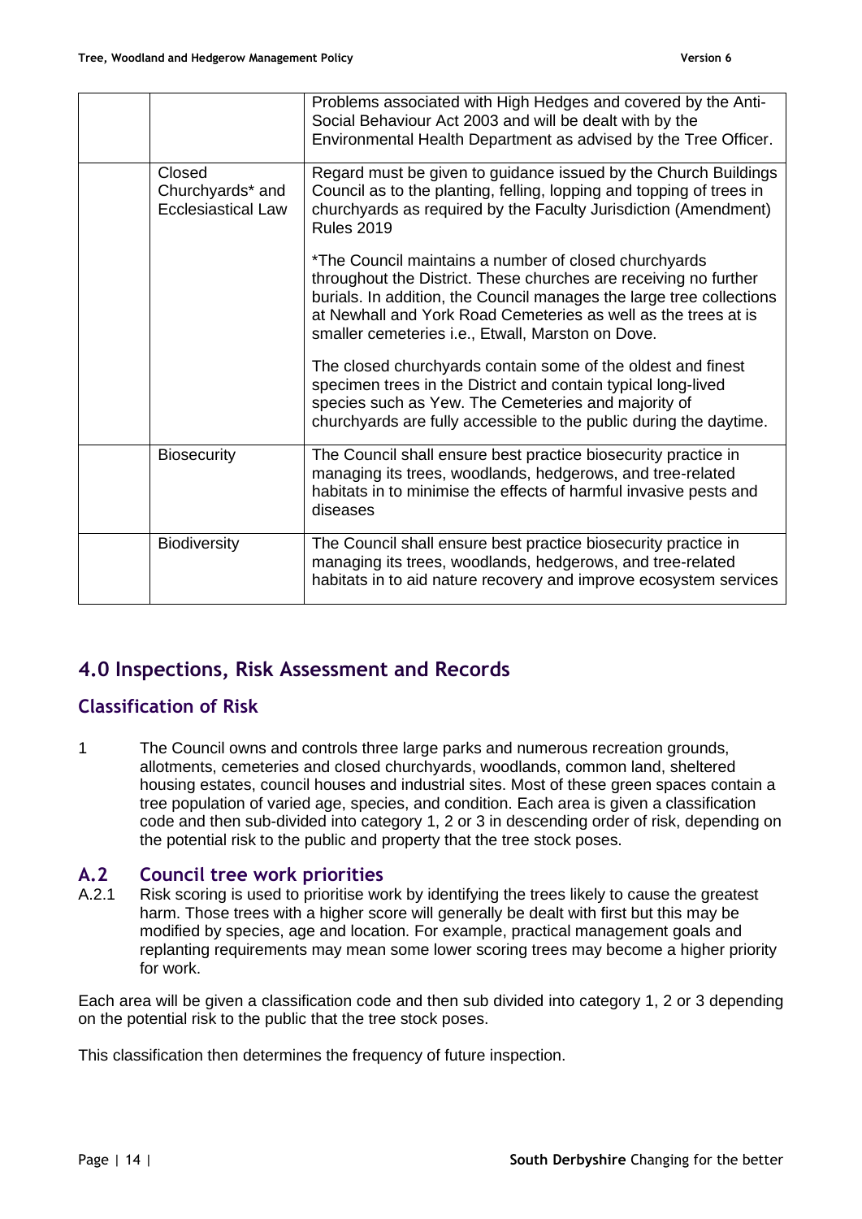| | | |
|---|---|---|
| | | Problems associated with High Hedges and covered by the Anti-Social Behaviour Act 2003 and will be dealt with by the Environmental Health Department as advised by the Tree Officer. |
| | Closed Churchyards* and Ecclesiastical Law | Regard must be given to guidance issued by the Church Buildings Council as to the planting, felling, lopping and topping of trees in churchyards as required by the Faculty Jurisdiction (Amendment) Rules 2019<br><br>*The Council maintains a number of closed churchyards throughout the District. These churches are receiving no further burials. In addition, the Council manages the large tree collections at Newhall and York Road Cemeteries as well as the trees at is smaller cemeteries i.e., Etwall, Marston on Dove.<br><br>The closed churchyards contain some of the oldest and finest specimen trees in the District and contain typical long-lived species such as Yew. The Cemeteries and majority of churchyards are fully accessible to the public during the daytime. |
| | Biosecurity | The Council shall ensure best practice biosecurity practice in managing its trees, woodlands, hedgerows, and tree-related habitats in to minimise the effects of harmful invasive pests and diseases |
| | Biodiversity | The Council shall ensure best practice biosecurity practice in managing its trees, woodlands, hedgerows, and tree-related habitats in to aid nature recovery and improve ecosystem services |

## 4.0 Inspections, Risk Assessment and Records

### Classification of Risk

1 The Council owns and controls three large parks and numerous recreation grounds, allotments, cemeteries and closed churchyards, woodlands, common land, sheltered housing estates, council houses and industrial sites. Most of these green spaces contain a tree population of varied age, species, and condition. Each area is given a classification code and then sub-divided into category 1, 2 or 3 in descending order of risk, depending on the potential risk to the public and property that the tree stock poses.

### A.2 Council tree work priorities

A.2.1 Risk scoring is used to prioritise work by identifying the trees likely to cause the greatest harm. Those trees with a higher score will generally be dealt with first but this may be modified by species, age and location. For example, practical management goals and replanting requirements may mean some lower scoring trees may become a higher priority for work.

Each area will be given a classification code and then sub divided into category 1, 2 or 3 depending on the potential risk to the public that the tree stock poses.

This classification then determines the frequency of future inspection.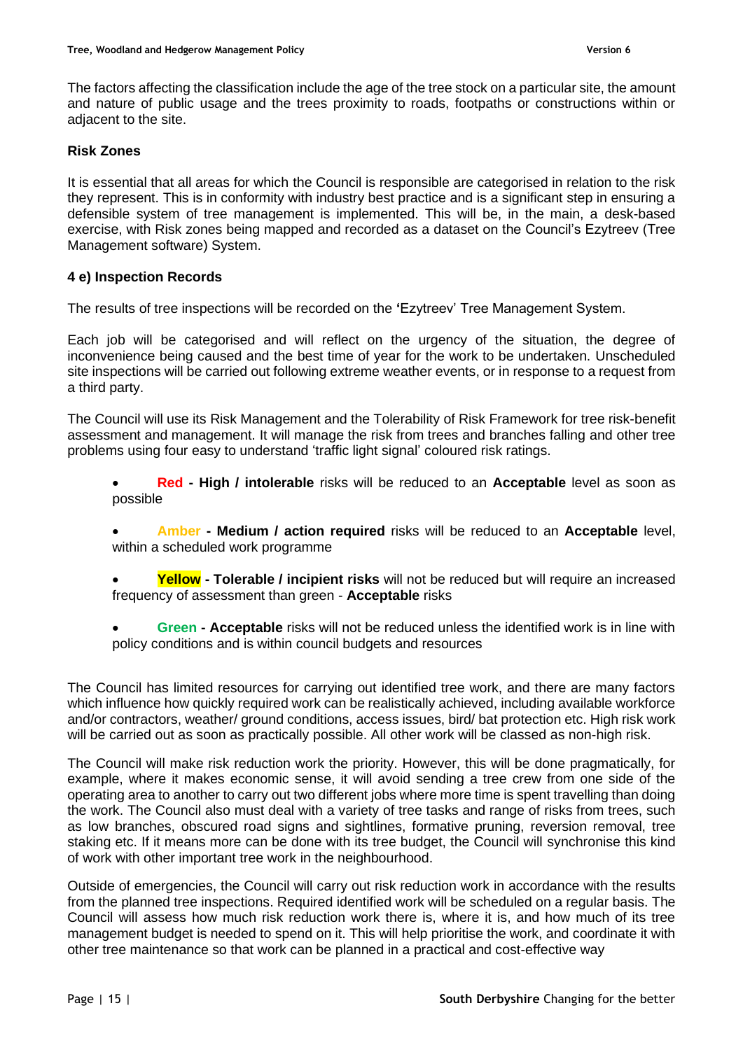The factors affecting the classification include the age of the tree stock on a particular site, the amount and nature of public usage and the trees proximity to roads, footpaths or constructions within or adjacent to the site.

**Risk Zones**

It is essential that all areas for which the Council is responsible are categorised in relation to the risk they represent. This is in conformity with industry best practice and is a significant step in ensuring a defensible system of tree management is implemented. This will be, in the main, a desk-based exercise, with Risk zones being mapped and recorded as a dataset on the Council's Ezytreev (Tree Management software) System.

**4 e) Inspection Records**

The results of tree inspections will be recorded on the **'**Ezytreev' Tree Management System.

Each job will be categorised and will reflect on the urgency of the situation, the degree of inconvenience being caused and the best time of year for the work to be undertaken. Unscheduled site inspections will be carried out following extreme weather events, or in response to a request from a third party.

The Council will use its Risk Management and the Tolerability of Risk Framework for tree risk-benefit assessment and management. It will manage the risk from trees and branches falling and other tree problems using four easy to understand 'traffic light signal' coloured risk ratings.

- **Red - High / intolerable** risks will be reduced to an **Acceptable** level as soon as possible
- **Amber - Medium / action required** risks will be reduced to an **Acceptable** level, within a scheduled work programme
- **Yellow - Tolerable / incipient risks** will not be reduced but will require an increased frequency of assessment than green - **Acceptable** risks
- **Green - Acceptable** risks will not be reduced unless the identified work is in line with policy conditions and is within council budgets and resources

The Council has limited resources for carrying out identified tree work, and there are many factors which influence how quickly required work can be realistically achieved, including available workforce and/or contractors, weather/ ground conditions, access issues, bird/ bat protection etc. High risk work will be carried out as soon as practically possible. All other work will be classed as non-high risk.

The Council will make risk reduction work the priority. However, this will be done pragmatically, for example, where it makes economic sense, it will avoid sending a tree crew from one side of the operating area to another to carry out two different jobs where more time is spent travelling than doing the work. The Council also must deal with a variety of tree tasks and range of risks from trees, such as low branches, obscured road signs and sightlines, formative pruning, reversion removal, tree staking etc. If it means more can be done with its tree budget, the Council will synchronise this kind of work with other important tree work in the neighbourhood.

Outside of emergencies, the Council will carry out risk reduction work in accordance with the results from the planned tree inspections. Required identified work will be scheduled on a regular basis. The Council will assess how much risk reduction work there is, where it is, and how much of its tree management budget is needed to spend on it. This will help prioritise the work, and coordinate it with other tree maintenance so that work can be planned in a practical and cost-effective way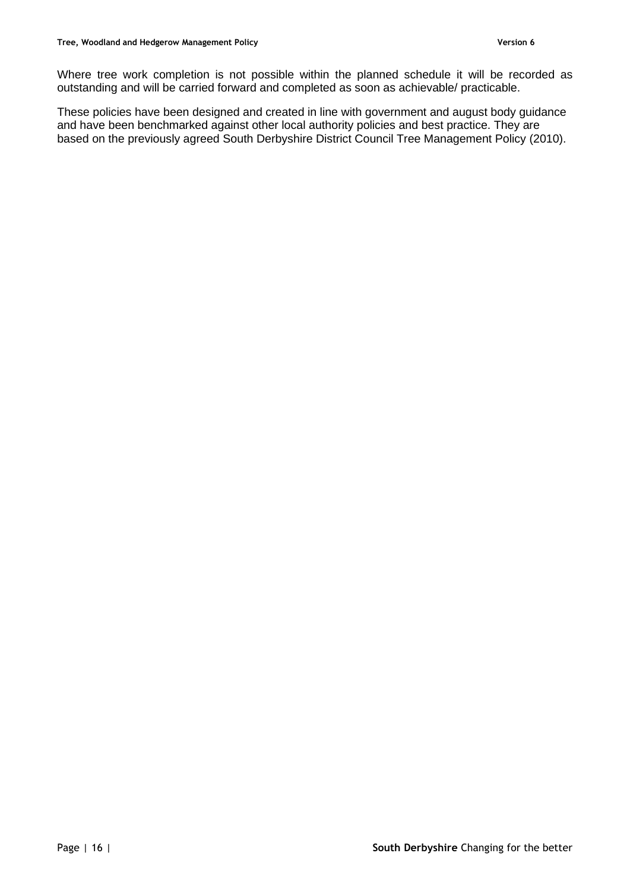Where tree work completion is not possible within the planned schedule it will be recorded as outstanding and will be carried forward and completed as soon as achievable/ practicable.

These policies have been designed and created in line with government and august body guidance and have been benchmarked against other local authority policies and best practice. They are based on the previously agreed South Derbyshire District Council Tree Management Policy (2010).